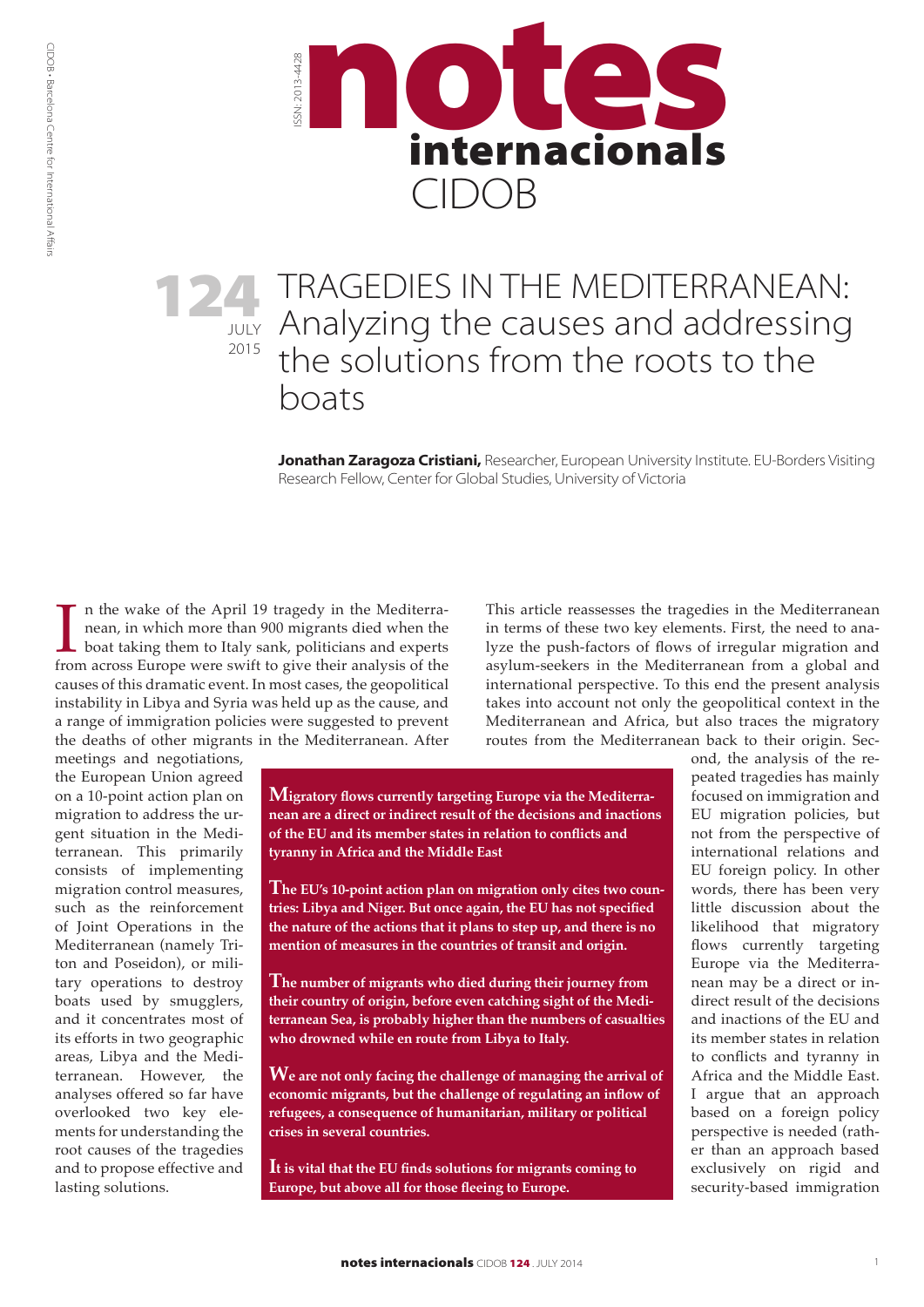# notes internacionals CIDOB

ISSN: 2013-4428

124 JULY 2015

# TRAGEDIES IN THE MEDITERRANEAN: Analyzing the causes and addressing the solutions from the roots to the boats

**Jonathan Zaragoza Cristiani,** Researcher, European University Institute. EU-Borders Visiting Research Fellow, Center for Global Studies, University of Victoria

In the wake of the April 19 tragedy in the Mediterranean, in which more than 900 migrants died when the boat taking them to Italy sank, politicians and experts from across Europe were swift to give their analysis of the causes of this dramatic event. In most cases, the geopolitical instability in Libya and Syria was held up as the cause, and a range of immigration policies were suggested to prevent the deaths of other migrants in the Mediterranean. After meetings and negotiations, the European Union agreed on a 10-point action plan on migration to address the urgent situation in the Mediterranean. This primarily consists of implementing migration control measures, such as the reinforcement of Joint Operations in the Mediterranean (namely Triton and Poseidon), or military operations to destroy boats used by smugglers, and it concentrates most of its efforts in two geographic areas, Libya and the Mediterranean. However, the analyses offered so far have overlooked two key elements for understanding the root causes of the tragedies and to propose effective and lasting solutions.

This article reassesses the tragedies in the Mediterranean in terms of these two key elements. First, the need to analyze the push-factors of flows of irregular migration and asylum-seekers in the Mediterranean from a global and international perspective. To this end the present analysis takes into account not only the geopolitical context in the Mediterranean and Africa, but also traces the migratory routes from the Mediterranean back to their origin. Second, the analysis of the repeated tragedies has mainly focused on immigration and EU migration policies, but not from the perspective of international relations and EU foreign policy. In other words, there has been very little discussion about the likelihood that migratory flows currently targeting Europe via the Mediterranean may be a direct or indirect result of the decisions and inactions of the EU and its member states in relation to conflicts and tyranny in Africa and the Middle East. I argue that an approach based on a foreign policy perspective is needed (rather than an approach based exclusively on rigid and security-based immigration

**Migratory flows currently targeting Europe via the Mediterranean are a direct or indirect result of the decisions and inactions of the EU and its member states in relation to conflicts and tyranny in Africa and the Middle East**

**The EU's 10-point action plan on migration only cites two countries: Libya and Niger. But once again, the EU has not specified the nature of the actions that it plans to step up, and there is no mention of measures in the countries of transit and origin.**

**The number of migrants who died during their journey from their country of origin, before even catching sight of the Mediterranean Sea, is probably higher than the numbers of casualties who drowned while en route from Libya to Italy.**

**We are not only facing the challenge of managing the arrival of economic migrants, but the challenge of regulating an inflow of refugees, a consequence of humanitarian, military or political crises in several countries.**

**It is vital that the EU finds solutions for migrants coming to Europe, but above all for those fleeing to Europe.**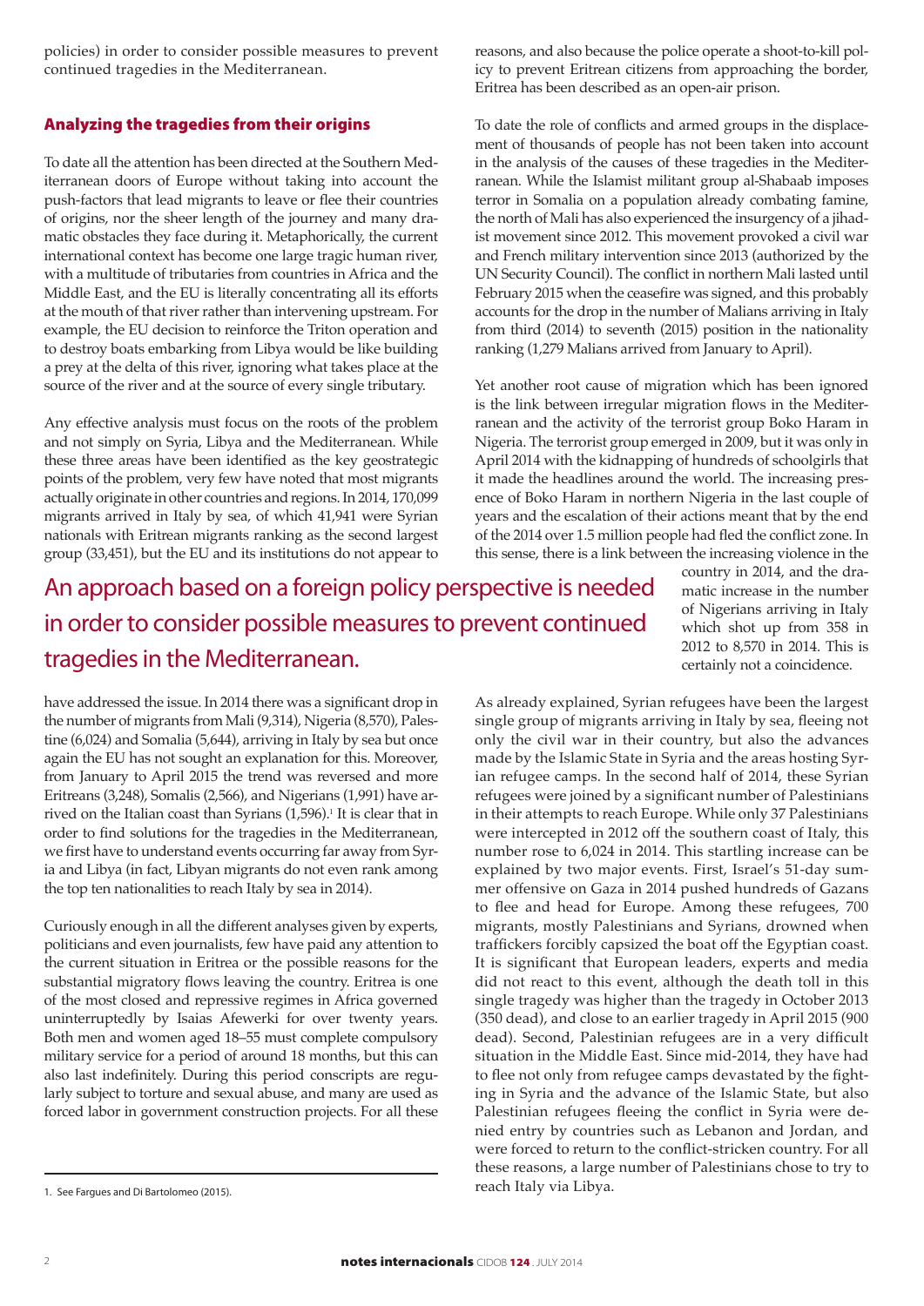policies) in order to consider possible measures to prevent continued tragedies in the Mediterranean.

## Analyzing the tragedies from their origins

To date all the attention has been directed at the Southern Mediterranean doors of Europe without taking into account the push-factors that lead migrants to leave or flee their countries of origins, nor the sheer length of the journey and many dramatic obstacles they face during it. Metaphorically, the current international context has become one large tragic human river, with a multitude of tributaries from countries in Africa and the Middle East, and the EU is literally concentrating all its efforts at the mouth of that river rather than intervening upstream. For example, the EU decision to reinforce the Triton operation and to destroy boats embarking from Libya would be like building a prey at the delta of this river, ignoring what takes place at the source of the river and at the source of every single tributary.

Any effective analysis must focus on the roots of the problem and not simply on Syria, Libya and the Mediterranean. While these three areas have been identified as the key geostrategic points of the problem, very few have noted that most migrants actually originate in other countries and regions. In 2014, 170,099 migrants arrived in Italy by sea, of which 41,941 were Syrian nationals with Eritrean migrants ranking as the second largest group (33,451), but the EU and its institutions do not appear to have addressed the issue. In 2014 there was a significant drop in the number of migrants from Mali (9,314), Nigeria (8,570), Palestine (6,024) and Somalia (5,644), arriving in Italy by sea but once again the EU has not sought an explanation for this. Moreover, from January to April 2015 the trend was reversed and more Eritreans (3,248), Somalis (2,566), and Nigerians (1,991) have arrived on the Italian coast than Syrians (1,596).[1] It is clear that in order to find solutions for the tragedies in the Mediterranean, we first have to understand events occurring far away from Syria and Libya (in fact, Libyan migrants do not even rank among the top ten nationalities to reach Italy by sea in 2014).

> An approach based on a foreign policy perspective is needed in order to consider possible measures to prevent continued tragedies in the Mediterranean.

Curiously enough in all the different analyses given by experts, politicians and even journalists, few have paid any attention to the current situation in Eritrea or the possible reasons for the substantial migratory flows leaving the country. Eritrea is one of the most closed and repressive regimes in Africa governed uninterruptedly by Isaias Afewerki for over twenty years. Both men and women aged 18–55 must complete compulsory military service for a period of around 18 months, but this can also last indefinitely. During this period conscripts are regularly subject to torture and sexual abuse, and many are used as forced labor in government construction projects. For all these reasons, and also because the police operate a shoot-to-kill policy to prevent Eritrean citizens from approaching the border, Eritrea has been described as an open-air prison.

To date the role of conflicts and armed groups in the displacement of thousands of people has not been taken into account in the analysis of the causes of these tragedies in the Mediterranean. While the Islamist militant group al-Shabaab imposes terror in Somalia on a population already combating famine, the north of Mali has also experienced the insurgency of a jihadist movement since 2012. This movement provoked a civil war and French military intervention since 2013 (authorized by the UN Security Council). The conflict in northern Mali lasted until February 2015 when the ceasefire was signed, and this probably accounts for the drop in the number of Malians arriving in Italy from third (2014) to seventh (2015) position in the nationality ranking (1,279 Malians arrived from January to April).

Yet another root cause of migration which has been ignored is the link between irregular migration flows in the Mediterranean and the activity of the terrorist group Boko Haram in Nigeria. The terrorist group emerged in 2009, but it was only in April 2014 with the kidnapping of hundreds of schoolgirls that it made the headlines around the world. The increasing presence of Boko Haram in northern Nigeria in the last couple of years and the escalation of their actions meant that by the end of the 2014 over 1.5 million people had fled the conflict zone. In this sense, there is a link between the increasing violence in the country in 2014, and the dramatic increase in the number of Nigerians arriving in Italy which shot up from 358 in 2012 to 8,570 in 2014. This is certainly not a coincidence.

As already explained, Syrian refugees have been the largest single group of migrants arriving in Italy by sea, fleeing not only the civil war in their country, but also the advances made by the Islamic State in Syria and the areas hosting Syrian refugee camps. In the second half of 2014, these Syrian refugees were joined by a significant number of Palestinians in their attempts to reach Europe. While only 37 Palestinians were intercepted in 2012 off the southern coast of Italy, this number rose to 6,024 in 2014. This startling increase can be explained by two major events. First, Israel's 51-day summer offensive on Gaza in 2014 pushed hundreds of Gazans to flee and head for Europe. Among these refugees, 700 migrants, mostly Palestinians and Syrians, drowned when traffickers forcibly capsized the boat off the Egyptian coast. It is significant that European leaders, experts and media did not react to this event, although the death toll in this single tragedy was higher than the tragedy in October 2013 (350 dead), and close to an earlier tragedy in April 2015 (900 dead). Second, Palestinian refugees are in a very difficult situation in the Middle East. Since mid-2014, they have had to flee not only from refugee camps devastated by the fighting in Syria and the advance of the Islamic State, but also Palestinian refugees fleeing the conflict in Syria were denied entry by countries such as Lebanon and Jordan, and were forced to return to the conflict-stricken country. For all these reasons, a large number of Palestinians chose to try to reach Italy via Libya.

---

1. See Fargues and Di Bartolomeo (2015).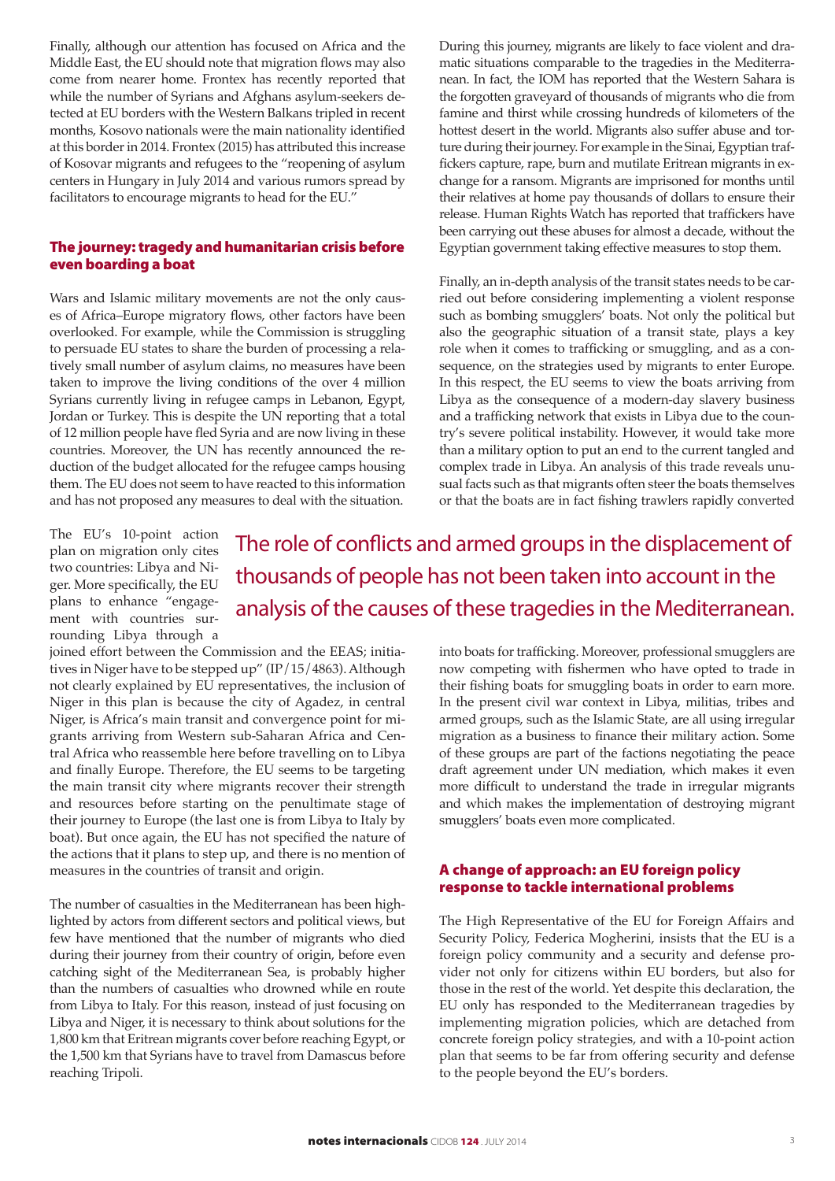Finally, although our attention has focused on Africa and the Middle East, the EU should note that migration flows may also come from nearer home. Frontex has recently reported that while the number of Syrians and Afghans asylum-seekers detected at EU borders with the Western Balkans tripled in recent months, Kosovo nationals were the main nationality identified at this border in 2014. Frontex (2015) has attributed this increase of Kosovar migrants and refugees to the "reopening of asylum centers in Hungary in July 2014 and various rumors spread by facilitators to encourage migrants to head for the EU."

## The journey: tragedy and humanitarian crisis before even boarding a boat

Wars and Islamic military movements are not the only causes of Africa–Europe migratory flows, other factors have been overlooked. For example, while the Commission is struggling to persuade EU states to share the burden of processing a relatively small number of asylum claims, no measures have been taken to improve the living conditions of the over 4 million Syrians currently living in refugee camps in Lebanon, Egypt, Jordan or Turkey. This is despite the UN reporting that a total of 12 million people have fled Syria and are now living in these countries. Moreover, the UN has recently announced the reduction of the budget allocated for the refugee camps housing them. The EU does not seem to have reacted to this information and has not proposed any measures to deal with the situation.

The EU's 10-point action plan on migration only cites two countries: Libya and Niger. More specifically, the EU plans to enhance "engagement with countries surrounding Libya through a joined effort between the Commission and the EEAS; initiatives in Niger have to be stepped up" (IP/15/4863). Although not clearly explained by EU representatives, the inclusion of Niger in this plan is because the city of Agadez, in central Niger, is Africa's main transit and convergence point for migrants arriving from Western sub-Saharan Africa and Central Africa who reassemble here before travelling on to Libya and finally Europe. Therefore, the EU seems to be targeting the main transit city where migrants recover their strength and resources before starting on the penultimate stage of their journey to Europe (the last one is from Libya to Italy by boat). But once again, the EU has not specified the nature of the actions that it plans to step up, and there is no mention of measures in the countries of transit and origin.

The number of casualties in the Mediterranean has been highlighted by actors from different sectors and political views, but few have mentioned that the number of migrants who died during their journey from their country of origin, before even catching sight of the Mediterranean Sea, is probably higher than the numbers of casualties who drowned while en route from Libya to Italy. For this reason, instead of just focusing on Libya and Niger, it is necessary to think about solutions for the 1,800 km that Eritrean migrants cover before reaching Egypt, or the 1,500 km that Syrians have to travel from Damascus before reaching Tripoli.

During this journey, migrants are likely to face violent and dramatic situations comparable to the tragedies in the Mediterranean. In fact, the IOM has reported that the Western Sahara is the forgotten graveyard of thousands of migrants who die from famine and thirst while crossing hundreds of kilometers of the hottest desert in the world. Migrants also suffer abuse and torture during their journey. For example in the Sinai, Egyptian traffickers capture, rape, burn and mutilate Eritrean migrants in exchange for a ransom. Migrants are imprisoned for months until their relatives at home pay thousands of dollars to ensure their release. Human Rights Watch has reported that traffickers have been carrying out these abuses for almost a decade, without the Egyptian government taking effective measures to stop them.

Finally, an in-depth analysis of the transit states needs to be carried out before considering implementing a violent response such as bombing smugglers' boats. Not only the political but also the geographic situation of a transit state, plays a key role when it comes to trafficking or smuggling, and as a consequence, on the strategies used by migrants to enter Europe. In this respect, the EU seems to view the boats arriving from Libya as the consequence of a modern-day slavery business and a trafficking network that exists in Libya due to the country's severe political instability. However, it would take more than a military option to put an end to the current tangled and complex trade in Libya. An analysis of this trade reveals unusual facts such as that migrants often steer the boats themselves or that the boats are in fact fishing trawlers rapidly converted into boats for trafficking. Moreover, professional smugglers are now competing with fishermen who have opted to trade in their fishing boats for smuggling boats in order to earn more. In the present civil war context in Libya, militias, tribes and armed groups, such as the Islamic State, are all using irregular migration as a business to finance their military action. Some of these groups are part of the factions negotiating the peace draft agreement under UN mediation, which makes it even more difficult to understand the trade in irregular migrants and which makes the implementation of destroying migrant smugglers' boats even more complicated.

> The role of conflicts and armed groups in the displacement of thousands of people has not been taken into account in the analysis of the causes of these tragedies in the Mediterranean.

## A change of approach: an EU foreign policy response to tackle international problems

The High Representative of the EU for Foreign Affairs and Security Policy, Federica Mogherini, insists that the EU is a foreign policy community and a security and defense provider not only for citizens within EU borders, but also for those in the rest of the world. Yet despite this declaration, the EU only has responded to the Mediterranean tragedies by implementing migration policies, which are detached from concrete foreign policy strategies, and with a 10-point action plan that seems to be far from offering security and defense to the people beyond the EU's borders.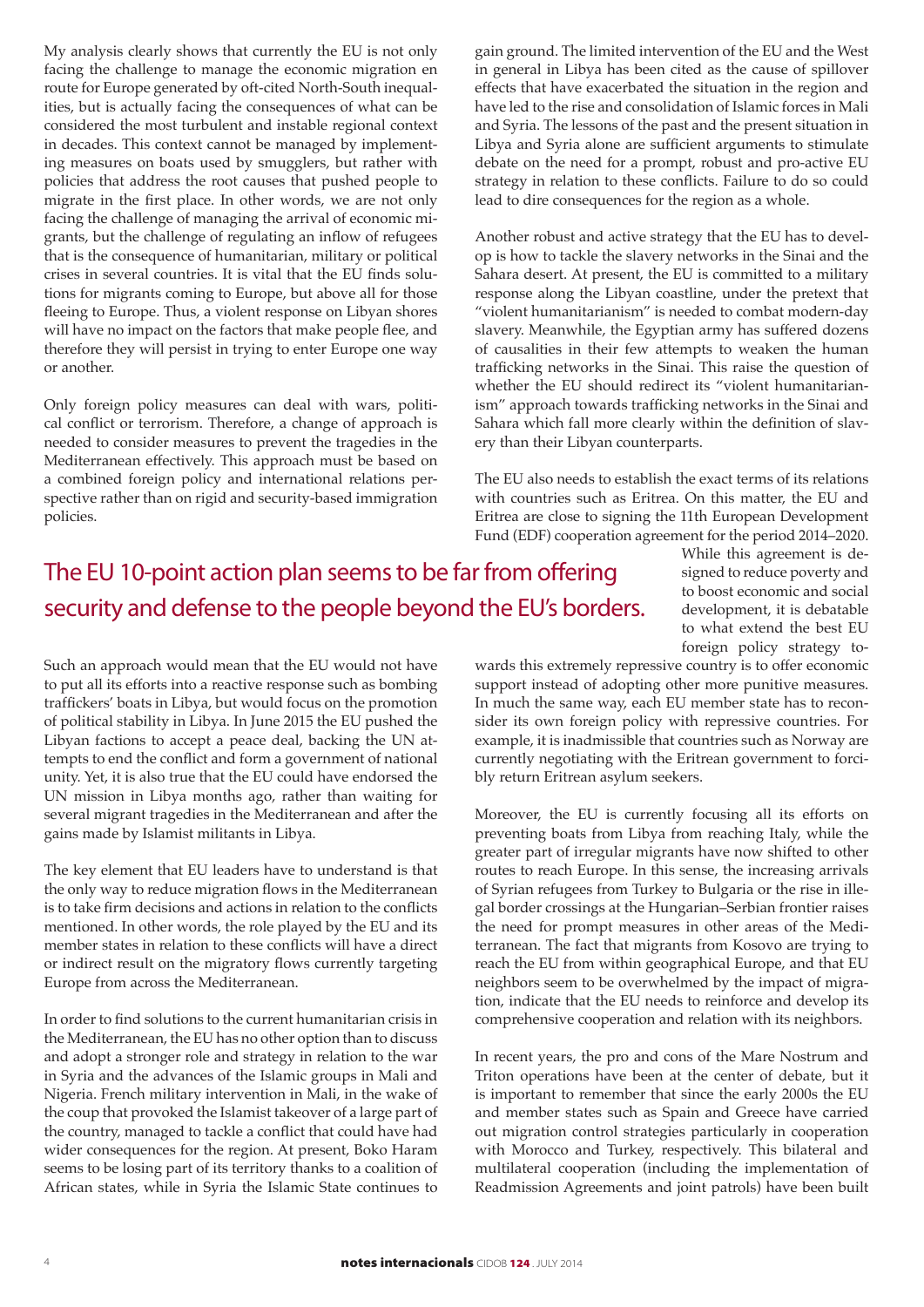My analysis clearly shows that currently the EU is not only facing the challenge to manage the economic migration en route for Europe generated by oft-cited North-South inequalities, but is actually facing the consequences of what can be considered the most turbulent and instable regional context in decades. This context cannot be managed by implementing measures on boats used by smugglers, but rather with policies that address the root causes that pushed people to migrate in the first place. In other words, we are not only facing the challenge of managing the arrival of economic migrants, but the challenge of regulating an inflow of refugees that is the consequence of humanitarian, military or political crises in several countries. It is vital that the EU finds solutions for migrants coming to Europe, but above all for those fleeing to Europe. Thus, a violent response on Libyan shores will have no impact on the factors that make people flee, and therefore they will persist in trying to enter Europe one way or another.

Only foreign policy measures can deal with wars, political conflict or terrorism. Therefore, a change of approach is needed to consider measures to prevent the tragedies in the Mediterranean effectively. This approach must be based on a combined foreign policy and international relations perspective rather than on rigid and security-based immigration policies.

Such an approach would mean that the EU would not have to put all its efforts into a reactive response such as bombing traffickers' boats in Libya, but would focus on the promotion of political stability in Libya. In June 2015 the EU pushed the Libyan factions to accept a peace deal, backing the UN attempts to end the conflict and form a government of national unity. Yet, it is also true that the EU could have endorsed the UN mission in Libya months ago, rather than waiting for several migrant tragedies in the Mediterranean and after the gains made by Islamist militants in Libya.

The key element that EU leaders have to understand is that the only way to reduce migration flows in the Mediterranean is to take firm decisions and actions in relation to the conflicts mentioned. In other words, the role played by the EU and its member states in relation to these conflicts will have a direct or indirect result on the migratory flows currently targeting Europe from across the Mediterranean.

In order to find solutions to the current humanitarian crisis in the Mediterranean, the EU has no other option than to discuss and adopt a stronger role and strategy in relation to the war in Syria and the advances of the Islamic groups in Mali and Nigeria. French military intervention in Mali, in the wake of the coup that provoked the Islamist takeover of a large part of the country, managed to tackle a conflict that could have had wider consequences for the region. At present, Boko Haram seems to be losing part of its territory thanks to a coalition of African states, while in Syria the Islamic State continues to gain ground. The limited intervention of the EU and the West in general in Libya has been cited as the cause of spillover effects that have exacerbated the situation in the region and have led to the rise and consolidation of Islamic forces in Mali and Syria. The lessons of the past and the present situation in Libya and Syria alone are sufficient arguments to stimulate debate on the need for a prompt, robust and pro-active EU strategy in relation to these conflicts. Failure to do so could lead to dire consequences for the region as a whole.

Another robust and active strategy that the EU has to develop is how to tackle the slavery networks in the Sinai and the Sahara desert. At present, the EU is committed to a military response along the Libyan coastline, under the pretext that "violent humanitarianism" is needed to combat modern-day slavery. Meanwhile, the Egyptian army has suffered dozens of causalities in their few attempts to weaken the human trafficking networks in the Sinai. This raise the question of whether the EU should redirect its "violent humanitarianism" approach towards trafficking networks in the Sinai and Sahara which fall more clearly within the definition of slavery than their Libyan counterparts.

The EU also needs to establish the exact terms of its relations with countries such as Eritrea. On this matter, the EU and Eritrea are close to signing the 11th European Development Fund (EDF) cooperation agreement for the period 2014–2020. While this agreement is designed to reduce poverty and to boost economic and social development, it is debatable to what extend the best EU foreign policy strategy towards this extremely repressive country is to offer economic support instead of adopting other more punitive measures. In much the same way, each EU member state has to reconsider its own foreign policy with repressive countries. For example, it is inadmissible that countries such as Norway are currently negotiating with the Eritrean government to forcibly return Eritrean asylum seekers.

> The EU 10-point action plan seems to be far from offering security and defense to the people beyond the EU's borders.

Moreover, the EU is currently focusing all its efforts on preventing boats from Libya from reaching Italy, while the greater part of irregular migrants have now shifted to other routes to reach Europe. In this sense, the increasing arrivals of Syrian refugees from Turkey to Bulgaria or the rise in illegal border crossings at the Hungarian–Serbian frontier raises the need for prompt measures in other areas of the Mediterranean. The fact that migrants from Kosovo are trying to reach the EU from within geographical Europe, and that EU neighbors seem to be overwhelmed by the impact of migration, indicate that the EU needs to reinforce and develop its comprehensive cooperation and relation with its neighbors.

In recent years, the pro and cons of the Mare Nostrum and Triton operations have been at the center of debate, but it is important to remember that since the early 2000s the EU and member states such as Spain and Greece have carried out migration control strategies particularly in cooperation with Morocco and Turkey, respectively. This bilateral and multilateral cooperation (including the implementation of Readmission Agreements and joint patrols) have been built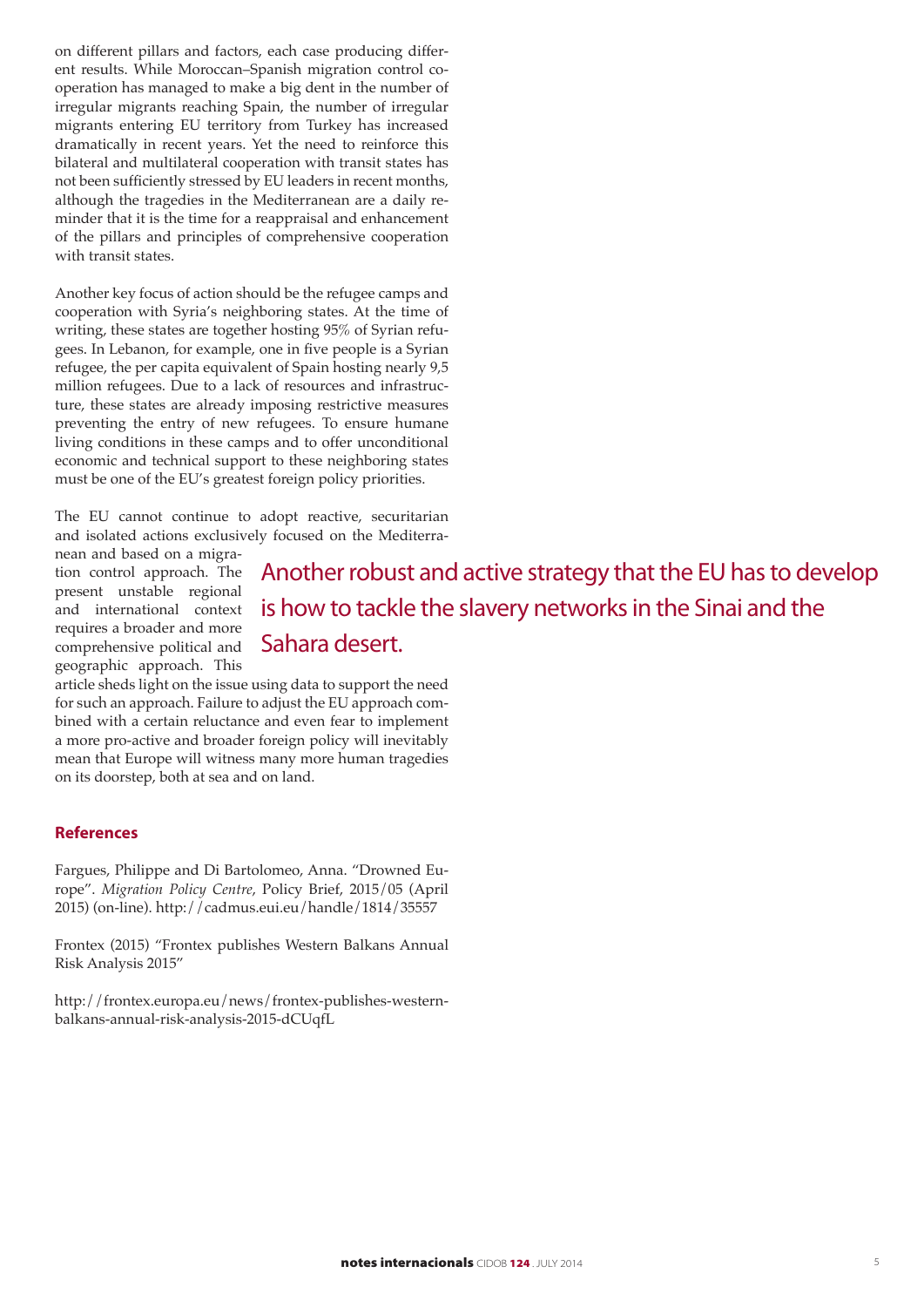on different pillars and factors, each case producing different results. While Moroccan–Spanish migration control cooperation has managed to make a big dent in the number of irregular migrants reaching Spain, the number of irregular migrants entering EU territory from Turkey has increased dramatically in recent years. Yet the need to reinforce this bilateral and multilateral cooperation with transit states has not been sufficiently stressed by EU leaders in recent months, although the tragedies in the Mediterranean are a daily reminder that it is the time for a reappraisal and enhancement of the pillars and principles of comprehensive cooperation with transit states.

Another key focus of action should be the refugee camps and cooperation with Syria's neighboring states. At the time of writing, these states are together hosting 95% of Syrian refugees. In Lebanon, for example, one in five people is a Syrian refugee, the per capita equivalent of Spain hosting nearly 9,5 million refugees. Due to a lack of resources and infrastructure, these states are already imposing restrictive measures preventing the entry of new refugees. To ensure humane living conditions in these camps and to offer unconditional economic and technical support to these neighboring states must be one of the EU's greatest foreign policy priorities.

The EU cannot continue to adopt reactive, securitarian and isolated actions exclusively focused on the Mediterranean and based on a migration control approach. The present unstable regional and international context requires a broader and more comprehensive political and geographic approach. This article sheds light on the issue using data to support the need for such an approach. Failure to adjust the EU approach combined with a certain reluctance and even fear to implement a more pro-active and broader foreign policy will inevitably mean that Europe will witness many more human tragedies on its doorstep, both at sea and on land.

> Another robust and active strategy that the EU has to develop is how to tackle the slavery networks in the Sinai and the Sahara desert.

## References

Fargues, Philippe and Di Bartolomeo, Anna. "Drowned Europe". *Migration Policy Centre*, Policy Brief, 2015/05 (April 2015) (on-line). http://cadmus.eui.eu/handle/1814/35557

Frontex (2015) "Frontex publishes Western Balkans Annual Risk Analysis 2015"

http://frontex.europa.eu/news/frontex-publishes-western-balkans-annual-risk-analysis-2015-dCUqfL